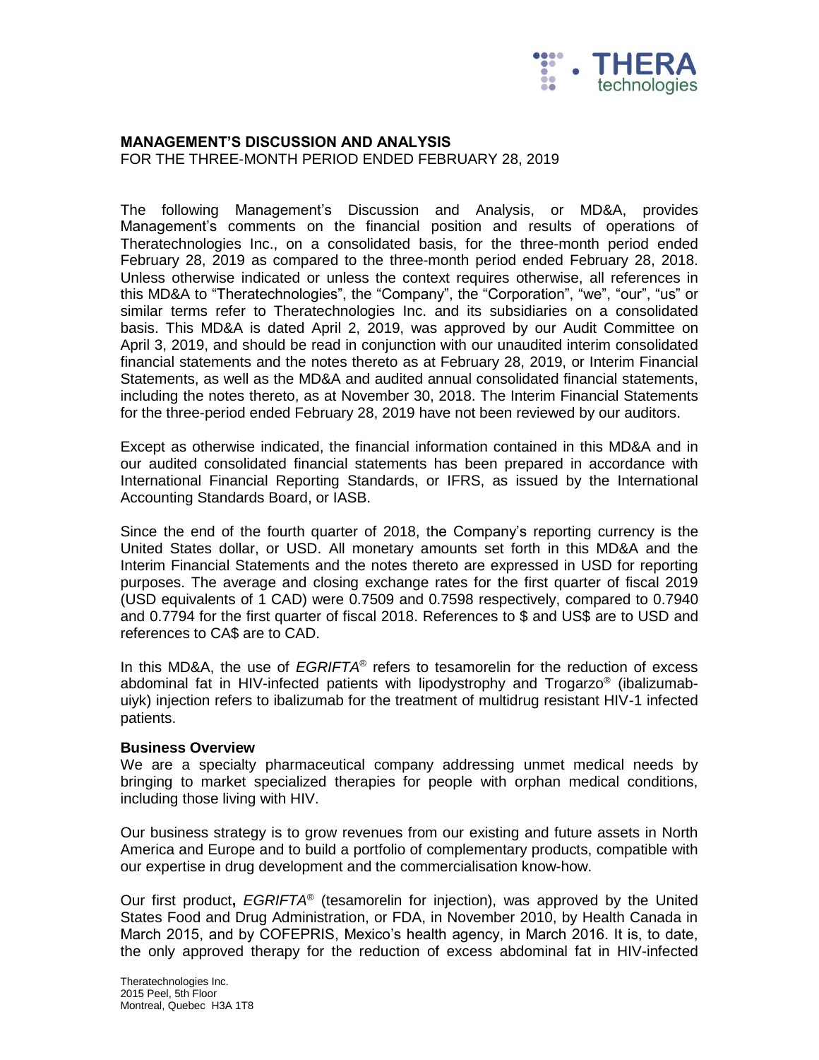## MANAGEMENT'S DISCUSSION AND ANALYSIS

FOR THE THREE-MONTH PERIOD ENDED FEBRUARY 28, 2019

The following Management's Discussion and Analysis, or MD&A, provides Management's comments on the financial position and results of operations of Theratechnologies Inc., on a consolidated basis, for the three-month period ended February 28, 2019 as compared to the three-month period ended February 28, 2018. Unless otherwise indicated or unless the context requires otherwise, all references in this MD&A to "Theratechnologies", the "Company", the "Corporation", "we", "our", "us" or similar terms refer to Theratechnologies Inc. and its subsidiaries on a consolidated basis. This MD&A is dated April 2, 2019, was approved by our Audit Committee on April 3, 2019, and should be read in conjunction with our unaudited interim consolidated financial statements and the notes thereto as at February 28, 2019, or Interim Financial Statements, as well as the MD&A and audited annual consolidated financial statements, including the notes thereto, as at November 30, 2018. The Interim Financial Statements for the three-period ended February 28, 2019 have not been reviewed by our auditors.

Except as otherwise indicated, the financial information contained in this MD&A and in our audited consolidated financial statements has been prepared in accordance with International Financial Reporting Standards, or IFRS, as issued by the International Accounting Standards Board, or IASB.

Since the end of the fourth quarter of 2018, the Company's reporting currency is the United States dollar, or USD. All monetary amounts set forth in this MD&A and the Interim Financial Statements and the notes thereto are expressed in USD for reporting purposes. The average and closing exchange rates for the first quarter of fiscal 2019 (USD equivalents of 1 CAD) were 0.7509 and 0.7598 respectively, compared to 0.7940 and 0.7794 for the first quarter of fiscal 2018. References to $ and US$ are to USD and references to CA$ are to CAD.

In this MD&A, the use of *EGRIFTA*® refers to tesamorelin for the reduction of excess abdominal fat in HIV-infected patients with lipodystrophy and Trogarzo® (ibalizumab-uiyk) injection refers to ibalizumab for the treatment of multidrug resistant HIV-1 infected patients.

### Business Overview

We are a specialty pharmaceutical company addressing unmet medical needs by bringing to market specialized therapies for people with orphan medical conditions, including those living with HIV.

Our business strategy is to grow revenues from our existing and future assets in North America and Europe and to build a portfolio of complementary products, compatible with our expertise in drug development and the commercialisation know-how.

Our first product**,** *EGRIFTA*® (tesamorelin for injection), was approved by the United States Food and Drug Administration, or FDA, in November 2010, by Health Canada in March 2015, and by COFEPRIS, Mexico's health agency, in March 2016. It is, to date, the only approved therapy for the reduction of excess abdominal fat in HIV-infected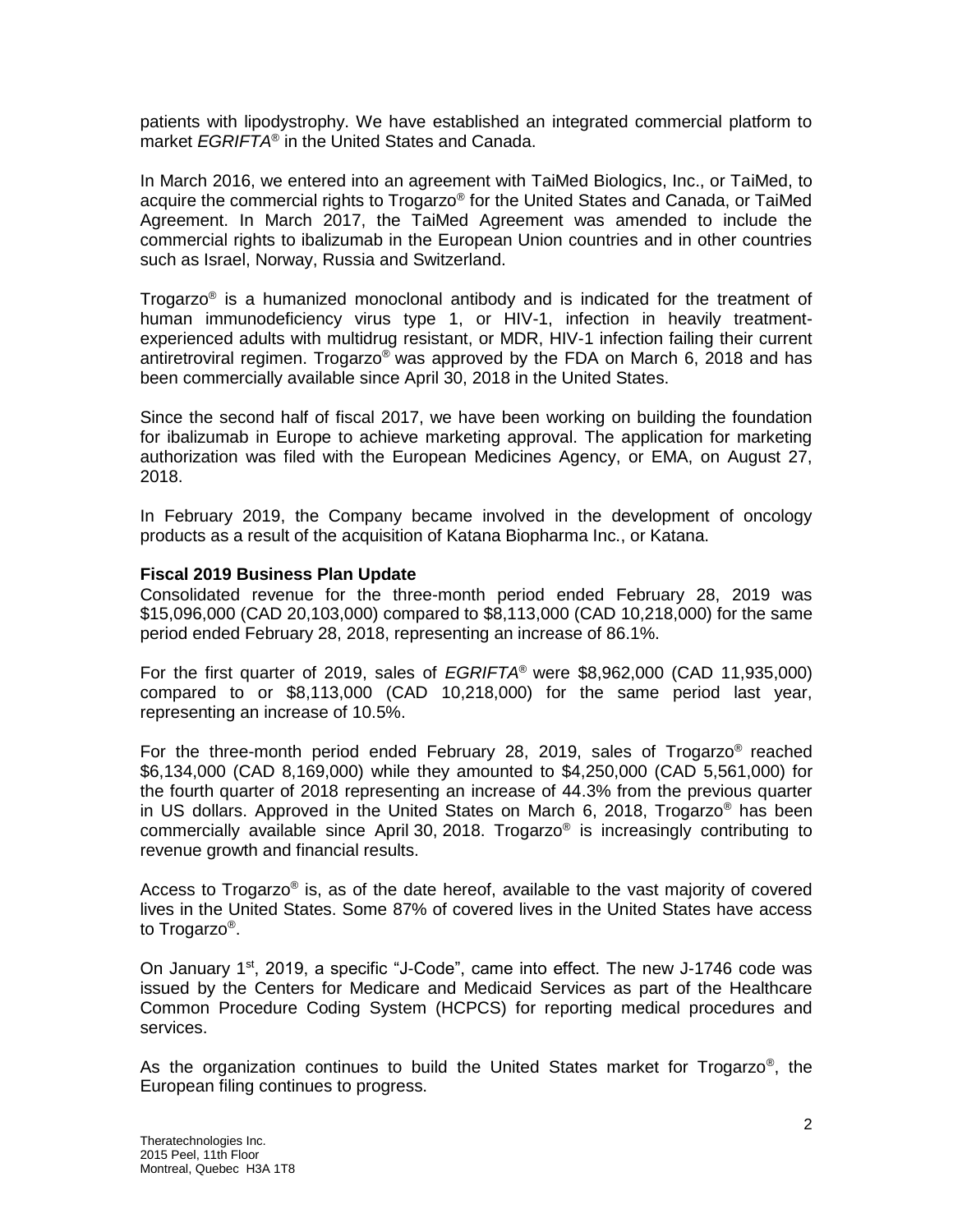patients with lipodystrophy. We have established an integrated commercial platform to market *EGRIFTA*® in the United States and Canada.

In March 2016, we entered into an agreement with TaiMed Biologics, Inc., or TaiMed, to acquire the commercial rights to Trogarzo® for the United States and Canada, or TaiMed Agreement. In March 2017, the TaiMed Agreement was amended to include the commercial rights to ibalizumab in the European Union countries and in other countries such as Israel, Norway, Russia and Switzerland.

Trogarzo® is a humanized monoclonal antibody and is indicated for the treatment of human immunodeficiency virus type 1, or HIV-1, infection in heavily treatment-experienced adults with multidrug resistant, or MDR, HIV-1 infection failing their current antiretroviral regimen. Trogarzo® was approved by the FDA on March 6, 2018 and has been commercially available since April 30, 2018 in the United States.

Since the second half of fiscal 2017, we have been working on building the foundation for ibalizumab in Europe to achieve marketing approval. The application for marketing authorization was filed with the European Medicines Agency, or EMA, on August 27, 2018.

In February 2019, the Company became involved in the development of oncology products as a result of the acquisition of Katana Biopharma Inc., or Katana.

**Fiscal 2019 Business Plan Update**

Consolidated revenue for the three-month period ended February 28, 2019 was $15,096,000 (CAD 20,103,000) compared to $8,113,000 (CAD 10,218,000) for the same period ended February 28, 2018, representing an increase of 86.1%.

For the first quarter of 2019, sales of *EGRIFTA*® were $8,962,000 (CAD 11,935,000) compared to or $8,113,000 (CAD 10,218,000) for the same period last year, representing an increase of 10.5%.

For the three-month period ended February 28, 2019, sales of Trogarzo® reached $6,134,000 (CAD 8,169,000) while they amounted to $4,250,000 (CAD 5,561,000) for the fourth quarter of 2018 representing an increase of 44.3% from the previous quarter in US dollars. Approved in the United States on March 6, 2018, Trogarzo® has been commercially available since April 30, 2018. Trogarzo® is increasingly contributing to revenue growth and financial results.

Access to Trogarzo® is, as of the date hereof, available to the vast majority of covered lives in the United States. Some 87% of covered lives in the United States have access to Trogarzo®.

On January 1st, 2019, a specific "J-Code", came into effect. The new J-1746 code was issued by the Centers for Medicare and Medicaid Services as part of the Healthcare Common Procedure Coding System (HCPCS) for reporting medical procedures and services.

As the organization continues to build the United States market for Trogarzo®, the European filing continues to progress.

Theratechnologies Inc.
2015 Peel, 11th Floor
Montreal, Quebec H3A 1T8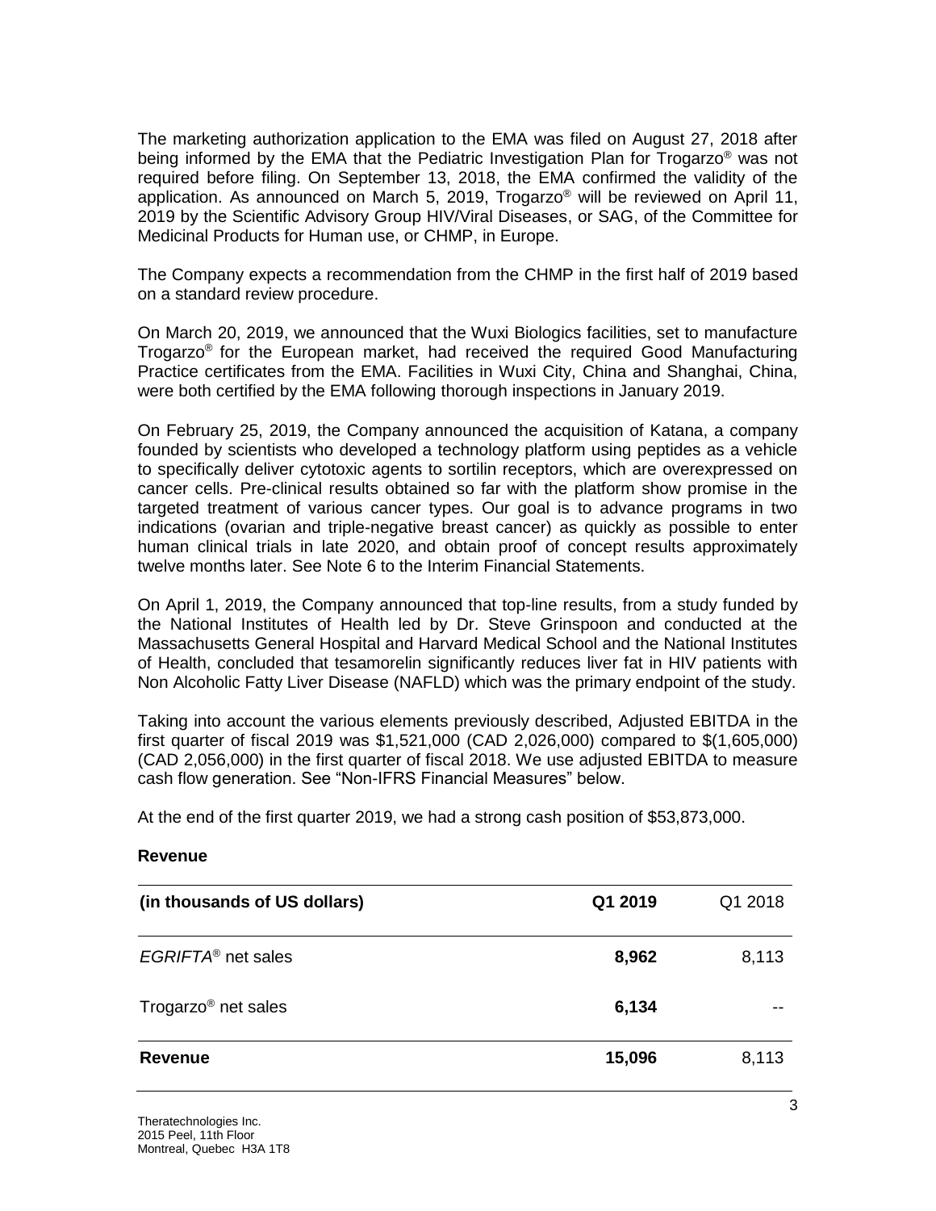The marketing authorization application to the EMA was filed on August 27, 2018 after being informed by the EMA that the Pediatric Investigation Plan for Trogarzo® was not required before filing. On September 13, 2018, the EMA confirmed the validity of the application. As announced on March 5, 2019, Trogarzo® will be reviewed on April 11, 2019 by the Scientific Advisory Group HIV/Viral Diseases, or SAG, of the Committee for Medicinal Products for Human use, or CHMP, in Europe.

The Company expects a recommendation from the CHMP in the first half of 2019 based on a standard review procedure.

On March 20, 2019, we announced that the Wuxi Biologics facilities, set to manufacture Trogarzo® for the European market, had received the required Good Manufacturing Practice certificates from the EMA. Facilities in Wuxi City, China and Shanghai, China, were both certified by the EMA following thorough inspections in January 2019.

On February 25, 2019, the Company announced the acquisition of Katana, a company founded by scientists who developed a technology platform using peptides as a vehicle to specifically deliver cytotoxic agents to sortilin receptors, which are overexpressed on cancer cells. Pre-clinical results obtained so far with the platform show promise in the targeted treatment of various cancer types. Our goal is to advance programs in two indications (ovarian and triple-negative breast cancer) as quickly as possible to enter human clinical trials in late 2020, and obtain proof of concept results approximately twelve months later. See Note 6 to the Interim Financial Statements.

On April 1, 2019, the Company announced that top-line results, from a study funded by the National Institutes of Health led by Dr. Steve Grinspoon and conducted at the Massachusetts General Hospital and Harvard Medical School and the National Institutes of Health, concluded that tesamorelin significantly reduces liver fat in HIV patients with Non Alcoholic Fatty Liver Disease (NAFLD) which was the primary endpoint of the study.

Taking into account the various elements previously described, Adjusted EBITDA in the first quarter of fiscal 2019 was $1,521,000 (CAD 2,026,000) compared to $(1,605,000) (CAD 2,056,000) in the first quarter of fiscal 2018. We use adjusted EBITDA to measure cash flow generation. See “Non-IFRS Financial Measures” below.

At the end of the first quarter 2019, we had a strong cash position of $53,873,000.

**Revenue**

| **(in thousands of US dollars)** | **Q1 2019** | Q1 2018 |
|---|---|---|
| *EGRIFTA*® net sales | **8,962** | 8,113 |
| Trogarzo® net sales | **6,134** | -- |
| **Revenue** | **15,096** | 8,113 |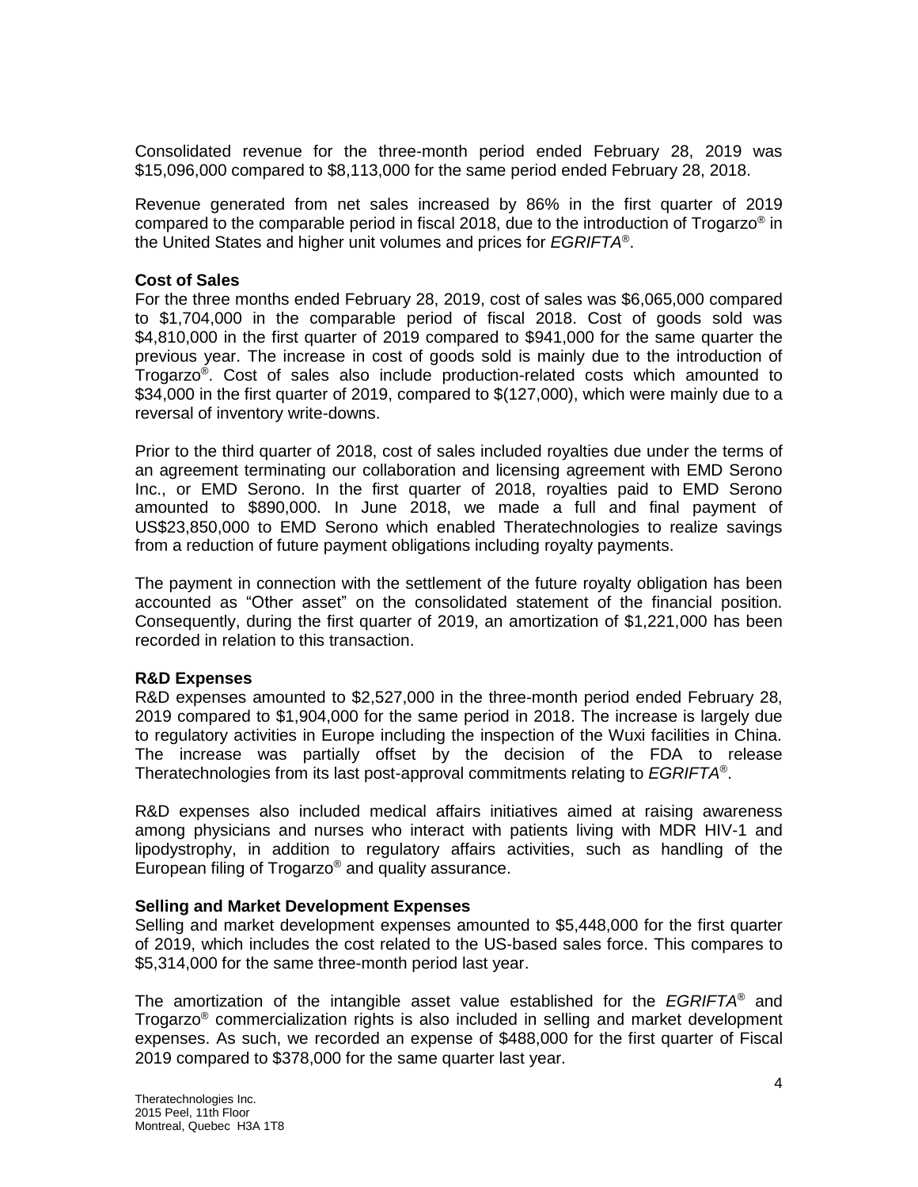Consolidated revenue for the three-month period ended February 28, 2019 was $15,096,000 compared to $8,113,000 for the same period ended February 28, 2018.

Revenue generated from net sales increased by 86% in the first quarter of 2019 compared to the comparable period in fiscal 2018, due to the introduction of Trogarzo® in the United States and higher unit volumes and prices for *EGRIFTA®*.

**Cost of Sales**

For the three months ended February 28, 2019, cost of sales was $6,065,000 compared to $1,704,000 in the comparable period of fiscal 2018. Cost of goods sold was $4,810,000 in the first quarter of 2019 compared to $941,000 for the same quarter the previous year. The increase in cost of goods sold is mainly due to the introduction of Trogarzo®. Cost of sales also include production-related costs which amounted to $34,000 in the first quarter of 2019, compared to $(127,000), which were mainly due to a reversal of inventory write-downs.

Prior to the third quarter of 2018, cost of sales included royalties due under the terms of an agreement terminating our collaboration and licensing agreement with EMD Serono Inc., or EMD Serono. In the first quarter of 2018, royalties paid to EMD Serono amounted to $890,000. In June 2018, we made a full and final payment of US$23,850,000 to EMD Serono which enabled Theratechnologies to realize savings from a reduction of future payment obligations including royalty payments.

The payment in connection with the settlement of the future royalty obligation has been accounted as "Other asset" on the consolidated statement of the financial position. Consequently, during the first quarter of 2019, an amortization of $1,221,000 has been recorded in relation to this transaction.

**R&D Expenses**

R&D expenses amounted to $2,527,000 in the three-month period ended February 28, 2019 compared to $1,904,000 for the same period in 2018. The increase is largely due to regulatory activities in Europe including the inspection of the Wuxi facilities in China. The increase was partially offset by the decision of the FDA to release Theratechnologies from its last post-approval commitments relating to *EGRIFTA®*.

R&D expenses also included medical affairs initiatives aimed at raising awareness among physicians and nurses who interact with patients living with MDR HIV-1 and lipodystrophy, in addition to regulatory affairs activities, such as handling of the European filing of Trogarzo® and quality assurance.

**Selling and Market Development Expenses**

Selling and market development expenses amounted to $5,448,000 for the first quarter of 2019, which includes the cost related to the US-based sales force. This compares to $5,314,000 for the same three-month period last year.

The amortization of the intangible asset value established for the *EGRIFTA®* and Trogarzo® commercialization rights is also included in selling and market development expenses. As such, we recorded an expense of $488,000 for the first quarter of Fiscal 2019 compared to $378,000 for the same quarter last year.

Theratechnologies Inc.
2015 Peel, 11th Floor
Montreal, Quebec H3A 1T8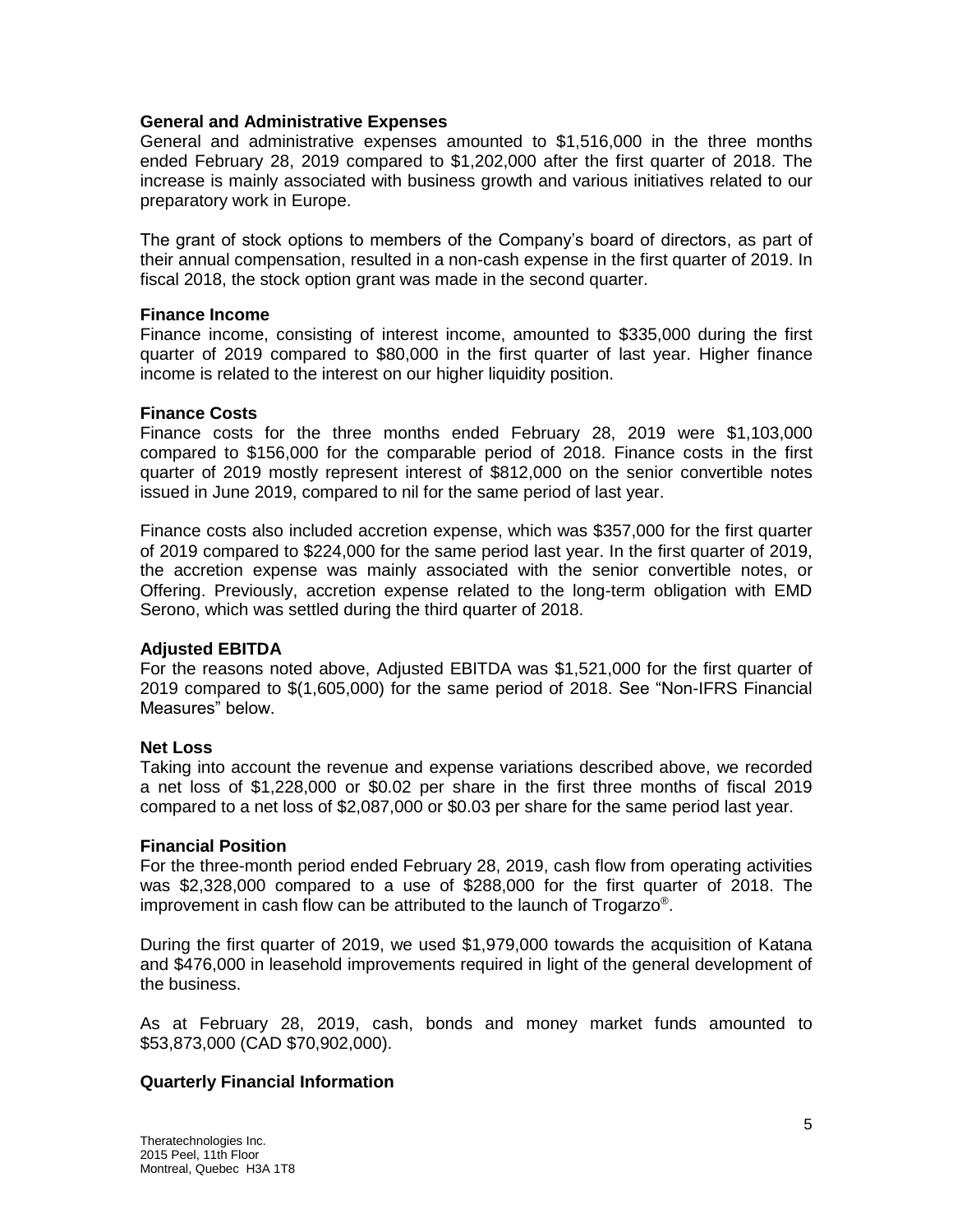**General and Administrative Expenses**

General and administrative expenses amounted to $1,516,000 in the three months ended February 28, 2019 compared to $1,202,000 after the first quarter of 2018. The increase is mainly associated with business growth and various initiatives related to our preparatory work in Europe.

The grant of stock options to members of the Company's board of directors, as part of their annual compensation, resulted in a non-cash expense in the first quarter of 2019. In fiscal 2018, the stock option grant was made in the second quarter.

**Finance Income**

Finance income, consisting of interest income, amounted to $335,000 during the first quarter of 2019 compared to $80,000 in the first quarter of last year. Higher finance income is related to the interest on our higher liquidity position.

**Finance Costs**

Finance costs for the three months ended February 28, 2019 were $1,103,000 compared to $156,000 for the comparable period of 2018. Finance costs in the first quarter of 2019 mostly represent interest of $812,000 on the senior convertible notes issued in June 2019, compared to nil for the same period of last year.

Finance costs also included accretion expense, which was $357,000 for the first quarter of 2019 compared to $224,000 for the same period last year. In the first quarter of 2019, the accretion expense was mainly associated with the senior convertible notes, or Offering. Previously, accretion expense related to the long-term obligation with EMD Serono, which was settled during the third quarter of 2018.

**Adjusted EBITDA**

For the reasons noted above, Adjusted EBITDA was $1,521,000 for the first quarter of 2019 compared to $(1,605,000) for the same period of 2018. See "Non-IFRS Financial Measures" below.

**Net Loss**

Taking into account the revenue and expense variations described above, we recorded a net loss of $1,228,000 or $0.02 per share in the first three months of fiscal 2019 compared to a net loss of $2,087,000 or $0.03 per share for the same period last year.

**Financial Position**

For the three-month period ended February 28, 2019, cash flow from operating activities was $2,328,000 compared to a use of $288,000 for the first quarter of 2018. The improvement in cash flow can be attributed to the launch of Trogarzo®.

During the first quarter of 2019, we used $1,979,000 towards the acquisition of Katana and $476,000 in leasehold improvements required in light of the general development of the business.

As at February 28, 2019, cash, bonds and money market funds amounted to $53,873,000 (CAD $70,902,000).

**Quarterly Financial Information**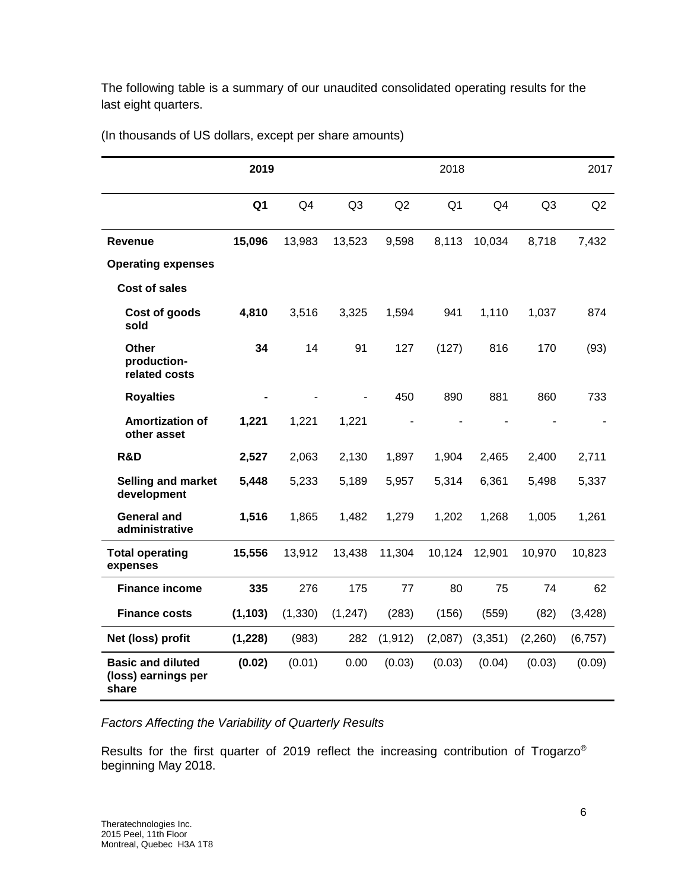The following table is a summary of our unaudited consolidated operating results for the last eight quarters.

(In thousands of US dollars, except per share amounts)

| | **2019** | | | 2018 | | | | 2017 |
|---|---|---|---|---|---|---|---|---|
| | **Q1** | Q4 | Q3 | Q2 | Q1 | Q4 | Q3 | Q2 |
| **Revenue** | **15,096** | 13,983 | 13,523 | 9,598 | 8,113 | 10,034 | 8,718 | 7,432 |
| **Operating expenses** | | | | | | | | |
| **Cost of sales** | | | | | | | | |
| **Cost of goods sold** | **4,810** | 3,516 | 3,325 | 1,594 | 941 | 1,110 | 1,037 | 874 |
| **Other production-related costs** | **34** | 14 | 91 | 127 | (127) | 816 | 170 | (93) |
| **Royalties** | **-** | - | - | 450 | 890 | 881 | 860 | 733 |
| **Amortization of other asset** | **1,221** | 1,221 | 1,221 | - | - | - | - | - |
| **R&D** | **2,527** | 2,063 | 2,130 | 1,897 | 1,904 | 2,465 | 2,400 | 2,711 |
| **Selling and market development** | **5,448** | 5,233 | 5,189 | 5,957 | 5,314 | 6,361 | 5,498 | 5,337 |
| **General and administrative** | **1,516** | 1,865 | 1,482 | 1,279 | 1,202 | 1,268 | 1,005 | 1,261 |
| **Total operating expenses** | **15,556** | 13,912 | 13,438 | 11,304 | 10,124 | 12,901 | 10,970 | 10,823 |
| **Finance income** | **335** | 276 | 175 | 77 | 80 | 75 | 74 | 62 |
| **Finance costs** | **(1,103)** | (1,330) | (1,247) | (283) | (156) | (559) | (82) | (3,428) |
| **Net (loss) profit** | **(1,228)** | (983) | 282 | (1,912) | (2,087) | (3,351) | (2,260) | (6,757) |
| **Basic and diluted (loss) earnings per share** | **(0.02)** | (0.01) | 0.00 | (0.03) | (0.03) | (0.04) | (0.03) | (0.09) |

*Factors Affecting the Variability of Quarterly Results*

Results for the first quarter of 2019 reflect the increasing contribution of Trogarzo® beginning May 2018.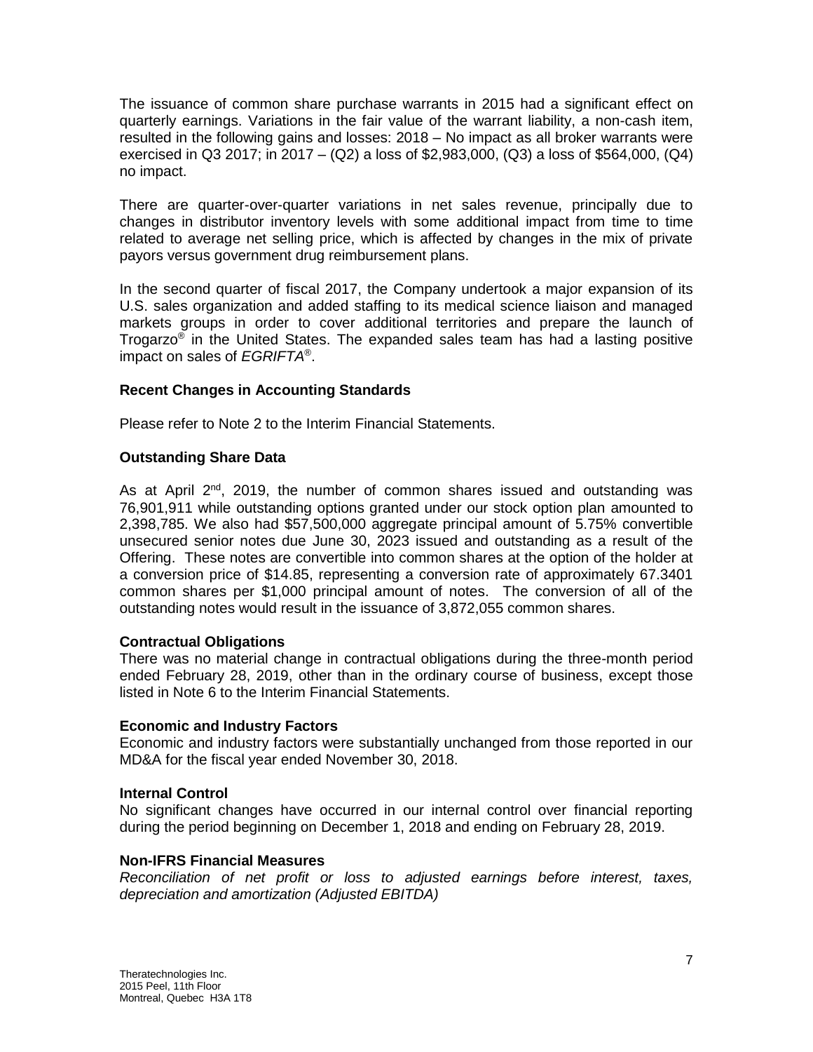The issuance of common share purchase warrants in 2015 had a significant effect on quarterly earnings. Variations in the fair value of the warrant liability, a non-cash item, resulted in the following gains and losses: 2018 – No impact as all broker warrants were exercised in Q3 2017; in 2017 – (Q2) a loss of $2,983,000, (Q3) a loss of $564,000, (Q4) no impact.

There are quarter-over-quarter variations in net sales revenue, principally due to changes in distributor inventory levels with some additional impact from time to time related to average net selling price, which is affected by changes in the mix of private payors versus government drug reimbursement plans.

In the second quarter of fiscal 2017, the Company undertook a major expansion of its U.S. sales organization and added staffing to its medical science liaison and managed markets groups in order to cover additional territories and prepare the launch of Trogarzo® in the United States. The expanded sales team has had a lasting positive impact on sales of *EGRIFTA®*.

### Recent Changes in Accounting Standards

Please refer to Note 2 to the Interim Financial Statements.

### Outstanding Share Data

As at April 2nd, 2019, the number of common shares issued and outstanding was 76,901,911 while outstanding options granted under our stock option plan amounted to 2,398,785. We also had $57,500,000 aggregate principal amount of 5.75% convertible unsecured senior notes due June 30, 2023 issued and outstanding as a result of the Offering. These notes are convertible into common shares at the option of the holder at a conversion price of $14.85, representing a conversion rate of approximately 67.3401 common shares per $1,000 principal amount of notes. The conversion of all of the outstanding notes would result in the issuance of 3,872,055 common shares.

### Contractual Obligations

There was no material change in contractual obligations during the three-month period ended February 28, 2019, other than in the ordinary course of business, except those listed in Note 6 to the Interim Financial Statements.

### Economic and Industry Factors

Economic and industry factors were substantially unchanged from those reported in our MD&A for the fiscal year ended November 30, 2018.

### Internal Control

No significant changes have occurred in our internal control over financial reporting during the period beginning on December 1, 2018 and ending on February 28, 2019.

### Non-IFRS Financial Measures

*Reconciliation of net profit or loss to adjusted earnings before interest, taxes, depreciation and amortization (Adjusted EBITDA)*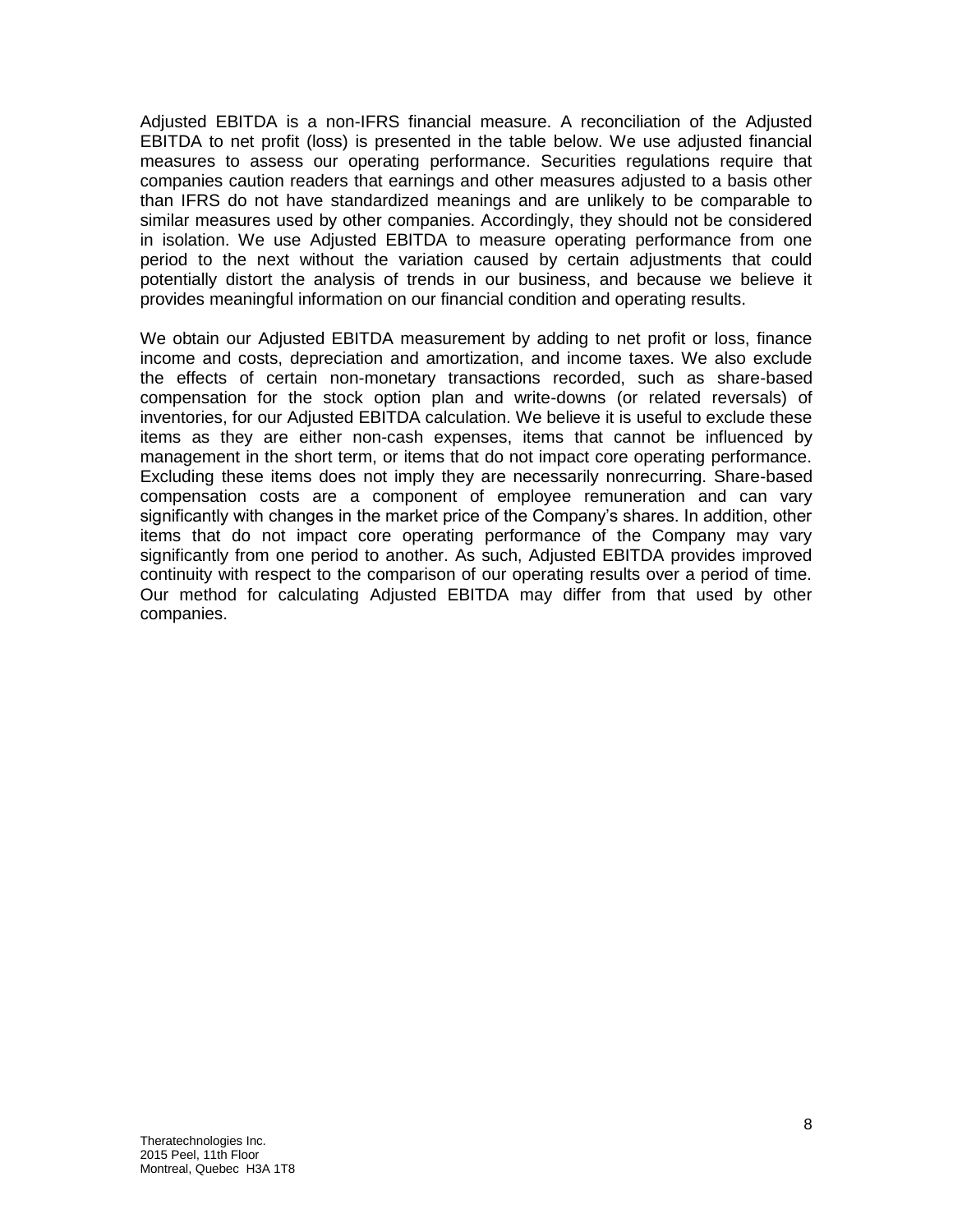Adjusted EBITDA is a non-IFRS financial measure. A reconciliation of the Adjusted EBITDA to net profit (loss) is presented in the table below. We use adjusted financial measures to assess our operating performance. Securities regulations require that companies caution readers that earnings and other measures adjusted to a basis other than IFRS do not have standardized meanings and are unlikely to be comparable to similar measures used by other companies. Accordingly, they should not be considered in isolation. We use Adjusted EBITDA to measure operating performance from one period to the next without the variation caused by certain adjustments that could potentially distort the analysis of trends in our business, and because we believe it provides meaningful information on our financial condition and operating results.

We obtain our Adjusted EBITDA measurement by adding to net profit or loss, finance income and costs, depreciation and amortization, and income taxes. We also exclude the effects of certain non-monetary transactions recorded, such as share-based compensation for the stock option plan and write-downs (or related reversals) of inventories, for our Adjusted EBITDA calculation. We believe it is useful to exclude these items as they are either non-cash expenses, items that cannot be influenced by management in the short term, or items that do not impact core operating performance. Excluding these items does not imply they are necessarily nonrecurring. Share-based compensation costs are a component of employee remuneration and can vary significantly with changes in the market price of the Company's shares. In addition, other items that do not impact core operating performance of the Company may vary significantly from one period to another. As such, Adjusted EBITDA provides improved continuity with respect to the comparison of our operating results over a period of time. Our method for calculating Adjusted EBITDA may differ from that used by other companies.

Theratechnologies Inc.
2015 Peel, 11th Floor
Montreal, Quebec H3A 1T8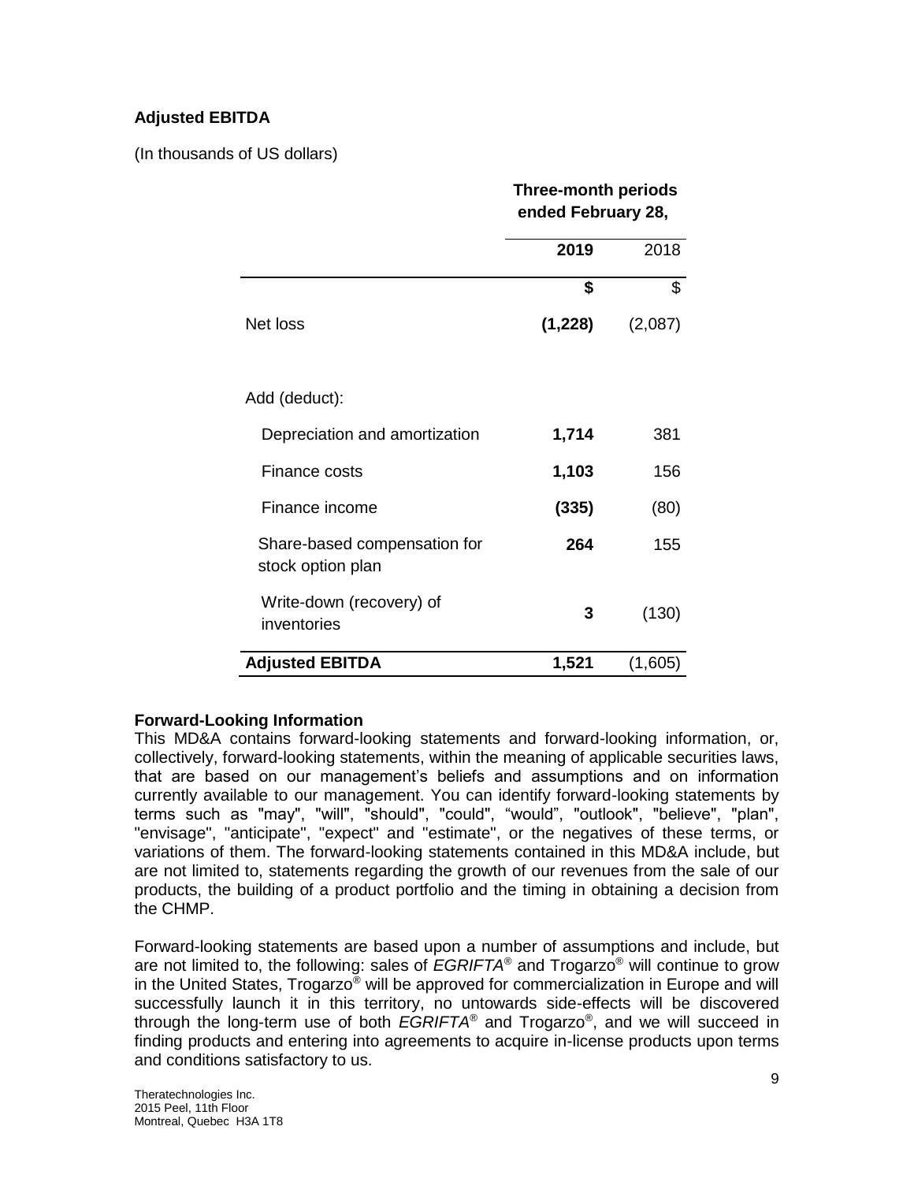### Adjusted EBITDA

(In thousands of US dollars)

| | Three-month periods ended February 28, | |
|---|---|---|
| | **2019** | 2018 |
| | **$** | $ |
| Net loss | **(1,228)** | (2,087) |
| Add (deduct): | | |
| Depreciation and amortization | **1,714** | 381 |
| Finance costs | **1,103** | 156 |
| Finance income | **(335)** | (80) |
| Share-based compensation for stock option plan | **264** | 155 |
| Write-down (recovery) of inventories | **3** | (130) |
| **Adjusted EBITDA** | **1,521** | (1,605) |

**Forward-Looking Information**

This MD&A contains forward-looking statements and forward-looking information, or, collectively, forward-looking statements, within the meaning of applicable securities laws, that are based on our management's beliefs and assumptions and on information currently available to our management. You can identify forward-looking statements by terms such as "may", "will", "should", "could", "would", "outlook", "believe", "plan", "envisage", "anticipate", "expect" and "estimate", or the negatives of these terms, or variations of them. The forward-looking statements contained in this MD&A include, but are not limited to, statements regarding the growth of our revenues from the sale of our products, the building of a product portfolio and the timing in obtaining a decision from the CHMP.

Forward-looking statements are based upon a number of assumptions and include, but are not limited to, the following: sales of *EGRIFTA*® and Trogarzo® will continue to grow in the United States, Trogarzo® will be approved for commercialization in Europe and will successfully launch it in this territory, no untowards side-effects will be discovered through the long-term use of both *EGRIFTA*® and Trogarzo®, and we will succeed in finding products and entering into agreements to acquire in-license products upon terms and conditions satisfactory to us.

Theratechnologies Inc.
2015 Peel, 11th Floor
Montreal, Quebec H3A 1T8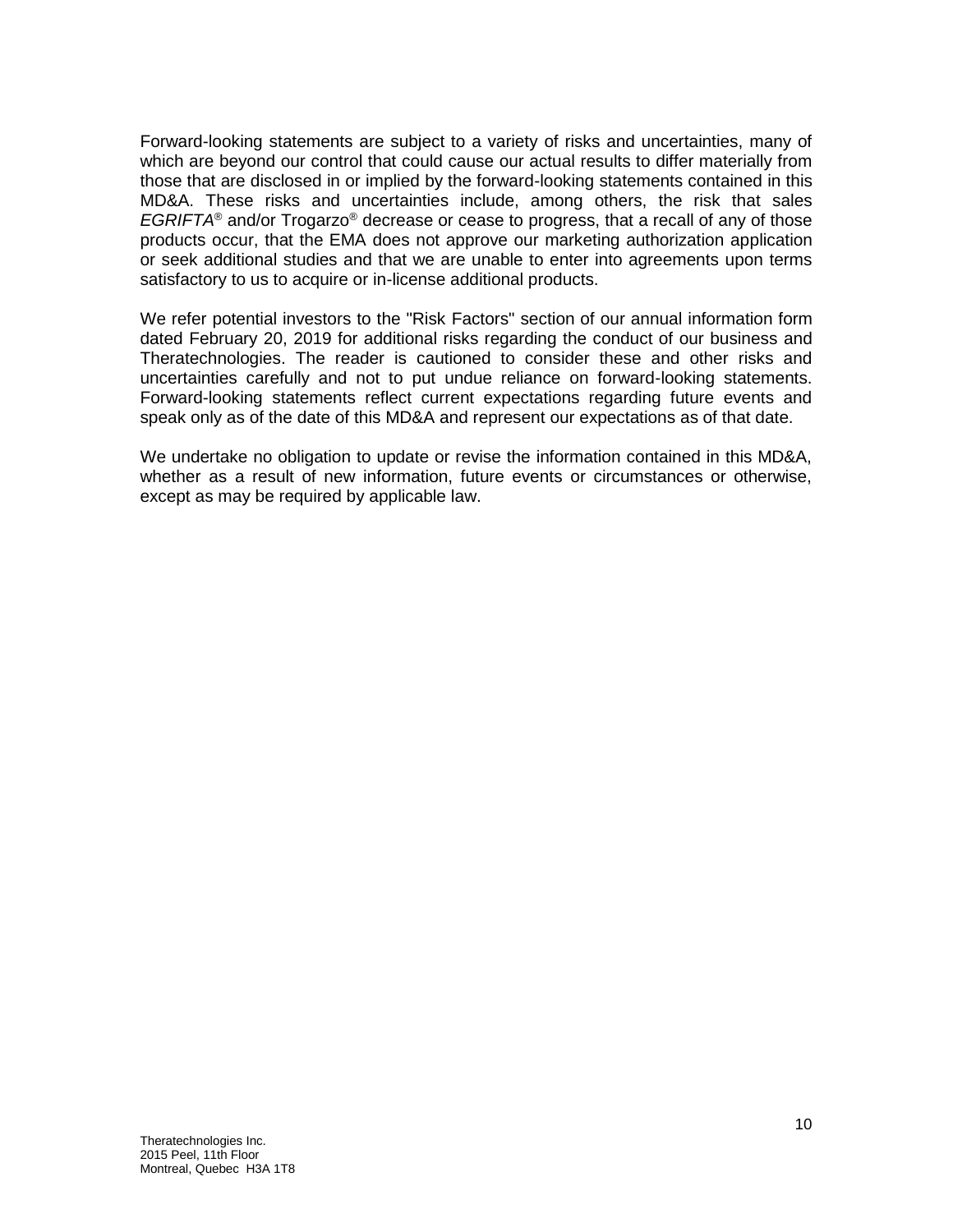Forward-looking statements are subject to a variety of risks and uncertainties, many of which are beyond our control that could cause our actual results to differ materially from those that are disclosed in or implied by the forward-looking statements contained in this MD&A. These risks and uncertainties include, among others, the risk that sales *EGRIFTA*® and/or Trogarzo® decrease or cease to progress, that a recall of any of those products occur, that the EMA does not approve our marketing authorization application or seek additional studies and that we are unable to enter into agreements upon terms satisfactory to us to acquire or in-license additional products.

We refer potential investors to the "Risk Factors" section of our annual information form dated February 20, 2019 for additional risks regarding the conduct of our business and Theratechnologies. The reader is cautioned to consider these and other risks and uncertainties carefully and not to put undue reliance on forward-looking statements. Forward-looking statements reflect current expectations regarding future events and speak only as of the date of this MD&A and represent our expectations as of that date.

We undertake no obligation to update or revise the information contained in this MD&A, whether as a result of new information, future events or circumstances or otherwise, except as may be required by applicable law.